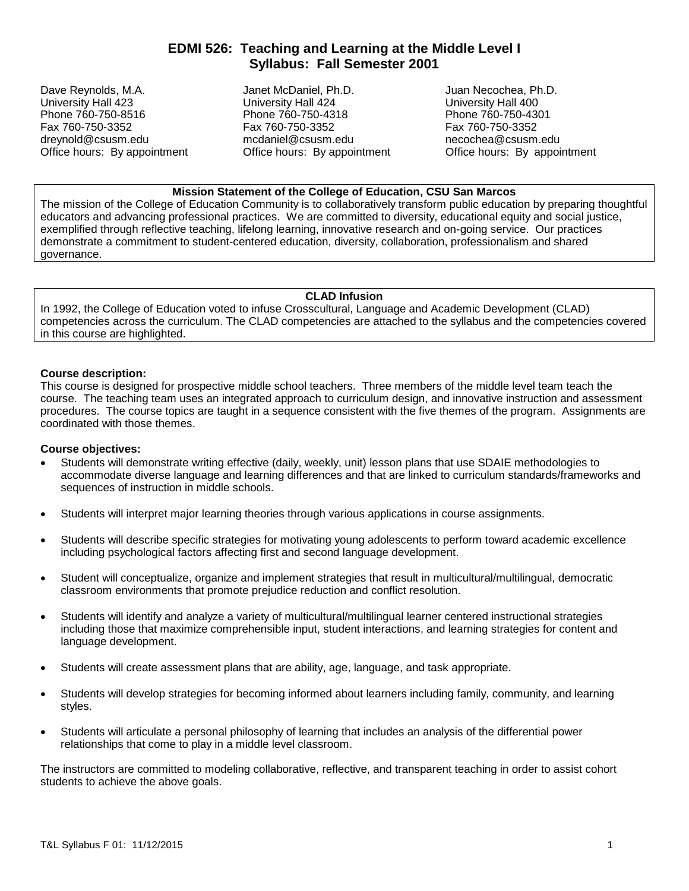# EDMI 526: Teaching and Learning at the Middle Level I
## Syllabus: Fall Semester 2001

Dave Reynolds, M.A.
University Hall 423
Phone 760-750-8516
Fax 760-750-3352
dreynold@csusm.edu
Office hours: By appointment

Janet McDaniel, Ph.D.
University Hall 424
Phone 760-750-4318
Fax 760-750-3352
mcdaniel@csusm.edu
Office hours: By appointment

Juan Necochea, Ph.D.
University Hall 400
Phone 760-750-4301
Fax 760-750-3352
necochea@csusm.edu
Office hours: By appointment

**Mission Statement of the College of Education, CSU San Marcos**

The mission of the College of Education Community is to collaboratively transform public education by preparing thoughtful educators and advancing professional practices. We are committed to diversity, educational equity and social justice, exemplified through reflective teaching, lifelong learning, innovative research and on-going service. Our practices demonstrate a commitment to student-centered education, diversity, collaboration, professionalism and shared governance.

**CLAD Infusion**

In 1992, the College of Education voted to infuse Crosscultural, Language and Academic Development (CLAD) competencies across the curriculum. The CLAD competencies are attached to the syllabus and the competencies covered in this course are highlighted.

**Course description:**

This course is designed for prospective middle school teachers. Three members of the middle level team teach the course. The teaching team uses an integrated approach to curriculum design, and innovative instruction and assessment procedures. The course topics are taught in a sequence consistent with the five themes of the program. Assignments are coordinated with those themes.

**Course objectives:**

- Students will demonstrate writing effective (daily, weekly, unit) lesson plans that use SDAIE methodologies to accommodate diverse language and learning differences and that are linked to curriculum standards/frameworks and sequences of instruction in middle schools.
- Students will interpret major learning theories through various applications in course assignments.
- Students will describe specific strategies for motivating young adolescents to perform toward academic excellence including psychological factors affecting first and second language development.
- Student will conceptualize, organize and implement strategies that result in multicultural/multilingual, democratic classroom environments that promote prejudice reduction and conflict resolution.
- Students will identify and analyze a variety of multicultural/multilingual learner centered instructional strategies including those that maximize comprehensible input, student interactions, and learning strategies for content and language development.
- Students will create assessment plans that are ability, age, language, and task appropriate.
- Students will develop strategies for becoming informed about learners including family, community, and learning styles.
- Students will articulate a personal philosophy of learning that includes an analysis of the differential power relationships that come to play in a middle level classroom.

The instructors are committed to modeling collaborative, reflective, and transparent teaching in order to assist cohort students to achieve the above goals.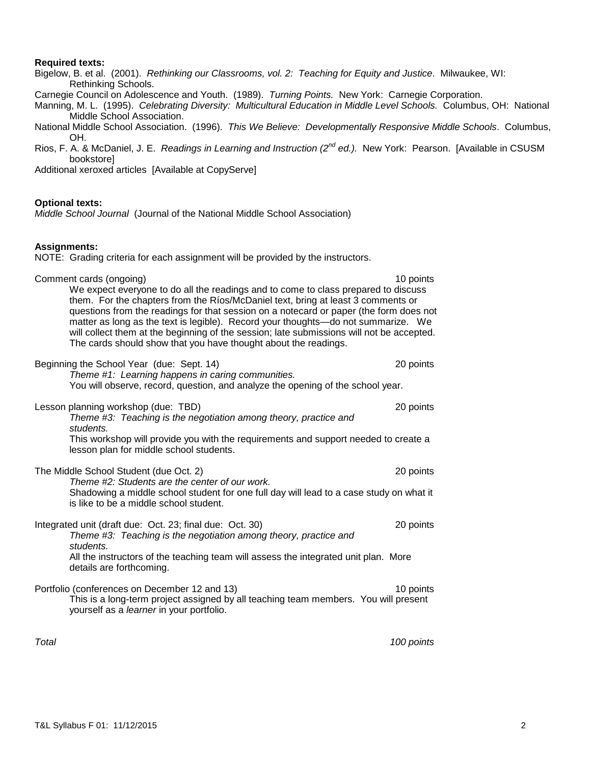**Required texts:**

Bigelow, B. et al. (2001). *Rethinking our Classrooms, vol. 2: Teaching for Equity and Justice*. Milwaukee, WI: Rethinking Schools.

Carnegie Council on Adolescence and Youth. (1989). *Turning Points.* New York: Carnegie Corporation.

Manning, M. L. (1995). *Celebrating Diversity: Multicultural Education in Middle Level Schools.* Columbus, OH: National Middle School Association.

National Middle School Association. (1996). *This We Believe: Developmentally Responsive Middle Schools*. Columbus, OH.

Rios, F. A. & McDaniel, J. E. *Readings in Learning and Instruction (2nd ed.).* New York: Pearson. [Available in CSUSM bookstore]

Additional xeroxed articles [Available at CopyServe]

**Optional texts:**

*Middle School Journal* (Journal of the National Middle School Association)

**Assignments:**

NOTE: Grading criteria for each assignment will be provided by the instructors.

Comment cards (ongoing) — 10 points

We expect everyone to do all the readings and to come to class prepared to discuss them. For the chapters from the Ríos/McDaniel text, bring at least 3 comments or questions from the readings for that session on a notecard or paper (the form does not matter as long as the text is legible). Record your thoughts—do not summarize. We will collect them at the beginning of the session; late submissions will not be accepted. The cards should show that you have thought about the readings.

Beginning the School Year (due: Sept. 14) — 20 points

*Theme #1: Learning happens in caring communities.*

You will observe, record, question, and analyze the opening of the school year.

Lesson planning workshop (due: TBD) — 20 points

*Theme #3: Teaching is the negotiation among theory, practice and students.*

This workshop will provide you with the requirements and support needed to create a lesson plan for middle school students.

The Middle School Student (due Oct. 2) — 20 points

*Theme #2: Students are the center of our work.*

Shadowing a middle school student for one full day will lead to a case study on what it is like to be a middle school student.

Integrated unit (draft due: Oct. 23; final due: Oct. 30) — 20 points

*Theme #3: Teaching is the negotiation among theory, practice and students.*

All the instructors of the teaching team will assess the integrated unit plan. More details are forthcoming.

Portfolio (conferences on December 12 and 13) — 10 points

This is a long-term project assigned by all teaching team members. You will present yourself as a *learner* in your portfolio.

*Total* — *100 points*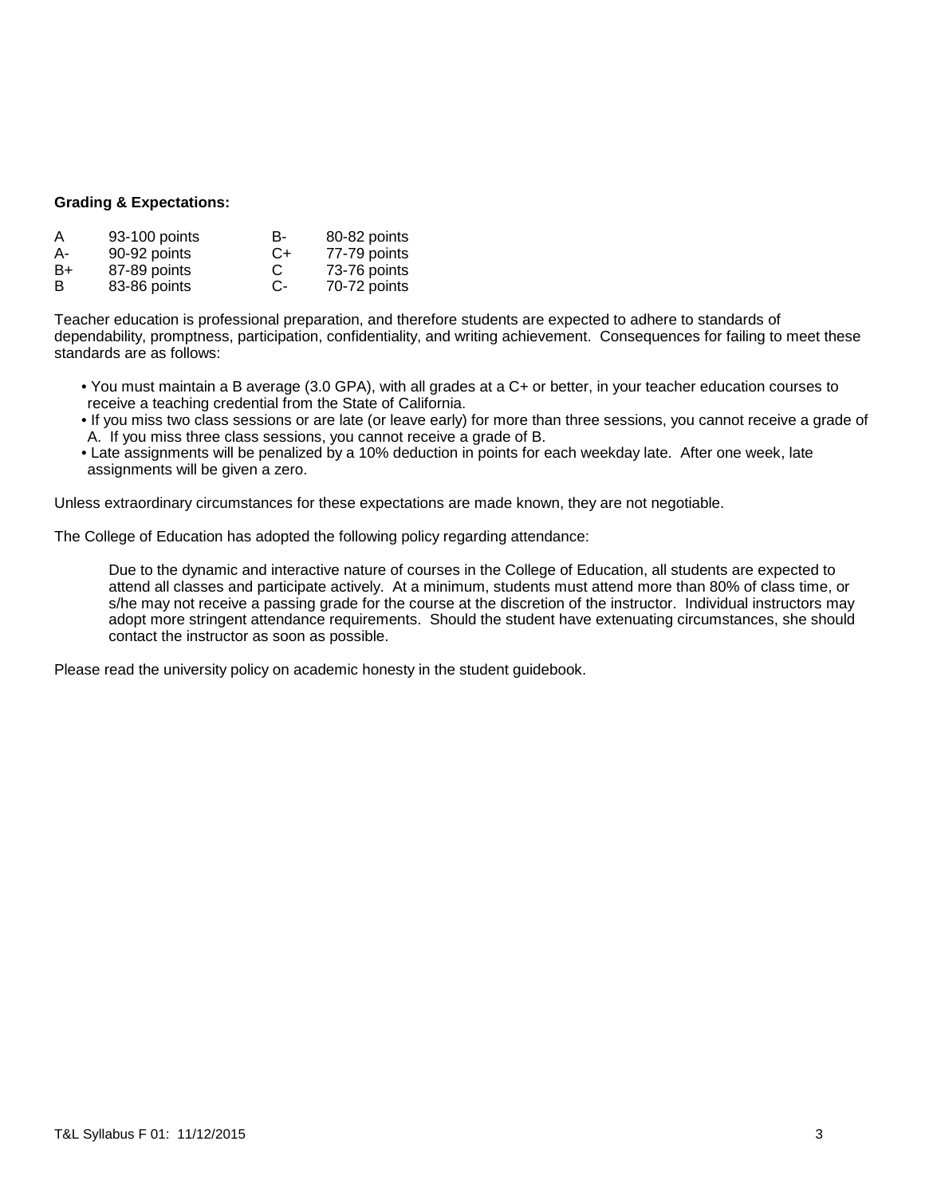**Grading & Expectations:**

| | | | |
|---|---|---|---|
| A | 93-100 points | B- | 80-82 points |
| A- | 90-92 points | C+ | 77-79 points |
| B+ | 87-89 points | C | 73-76 points |
| B | 83-86 points | C- | 70-72 points |

Teacher education is professional preparation, and therefore students are expected to adhere to standards of dependability, promptness, participation, confidentiality, and writing achievement. Consequences for failing to meet these standards are as follows:

- You must maintain a B average (3.0 GPA), with all grades at a C+ or better, in your teacher education courses to receive a teaching credential from the State of California.
- If you miss two class sessions or are late (or leave early) for more than three sessions, you cannot receive a grade of A. If you miss three class sessions, you cannot receive a grade of B.
- Late assignments will be penalized by a 10% deduction in points for each weekday late. After one week, late assignments will be given a zero.

Unless extraordinary circumstances for these expectations are made known, they are not negotiable.

The College of Education has adopted the following policy regarding attendance:

> Due to the dynamic and interactive nature of courses in the College of Education, all students are expected to attend all classes and participate actively. At a minimum, students must attend more than 80% of class time, or s/he may not receive a passing grade for the course at the discretion of the instructor. Individual instructors may adopt more stringent attendance requirements. Should the student have extenuating circumstances, she should contact the instructor as soon as possible.

Please read the university policy on academic honesty in the student guidebook.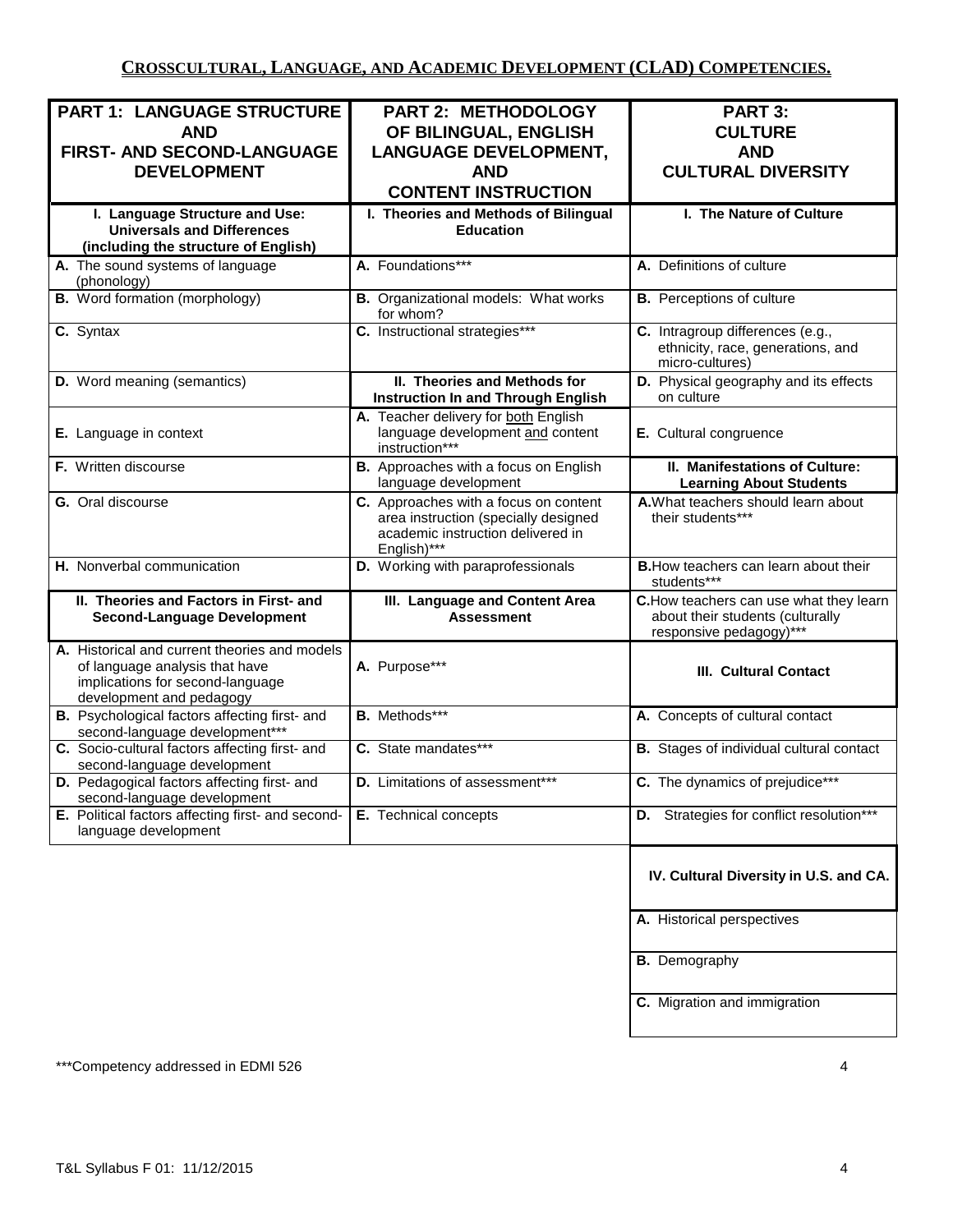## CROSSCULTURAL, LANGUAGE, AND ACADEMIC DEVELOPMENT (CLAD) COMPETENCIES.

| PART 1: LANGUAGE STRUCTURE AND FIRST- AND SECOND-LANGUAGE DEVELOPMENT | PART 2: METHODOLOGY OF BILINGUAL, ENGLISH LANGUAGE DEVELOPMENT, AND CONTENT INSTRUCTION | PART 3: CULTURE AND CULTURAL DIVERSITY |
|---|---|---|
| **I. Language Structure and Use: Universals and Differences (including the structure of English)** | **I. Theories and Methods of Bilingual Education** | **I. The Nature of Culture** |
| **A.** The sound systems of language (phonology) | **A.** Foundations*** | **A.** Definitions of culture |
| **B.** Word formation (morphology) | **B.** Organizational models: What works for whom? | **B.** Perceptions of culture |
| **C.** Syntax | **C.** Instructional strategies*** | **C.** Intragroup differences (e.g., ethnicity, race, generations, and micro-cultures) |
| **D.** Word meaning (semantics) | **II. Theories and Methods for Instruction In and Through English** | **D.** Physical geography and its effects on culture |
| **E.** Language in context | **A.** Teacher delivery for both English language development and content instruction*** | **E.** Cultural congruence |
| **F.** Written discourse | **B.** Approaches with a focus on English language development | **II. Manifestations of Culture: Learning About Students** |
| **G.** Oral discourse | **C.** Approaches with a focus on content area instruction (specially designed academic instruction delivered in English)*** | **A.** What teachers should learn about their students*** |
| **H.** Nonverbal communication | **D.** Working with paraprofessionals | **B.** How teachers can learn about their students*** |
| **II. Theories and Factors in First- and Second-Language Development** | **III. Language and Content Area Assessment** | **C.** How teachers can use what they learn about their students (culturally responsive pedagogy)*** |
| **A.** Historical and current theories and models of language analysis that have implications for second-language development and pedagogy | **A.** Purpose*** | **III. Cultural Contact** |
| **B.** Psychological factors affecting first- and second-language development*** | **B.** Methods*** | **A.** Concepts of cultural contact |
| **C.** Socio-cultural factors affecting first- and second-language development | **C.** State mandates*** | **B.** Stages of individual cultural contact |
| **D.** Pedagogical factors affecting first- and second-language development | **D.** Limitations of assessment*** | **C.** The dynamics of prejudice*** |
| **E.** Political factors affecting first- and second-language development | **E.** Technical concepts | **D.** Strategies for conflict resolution*** |
| | | **IV. Cultural Diversity in U.S. and CA.** |
| | | **A.** Historical perspectives |
| | | **B.** Demography |
| | | **C.** Migration and immigration |

***Competency addressed in EDMI 526